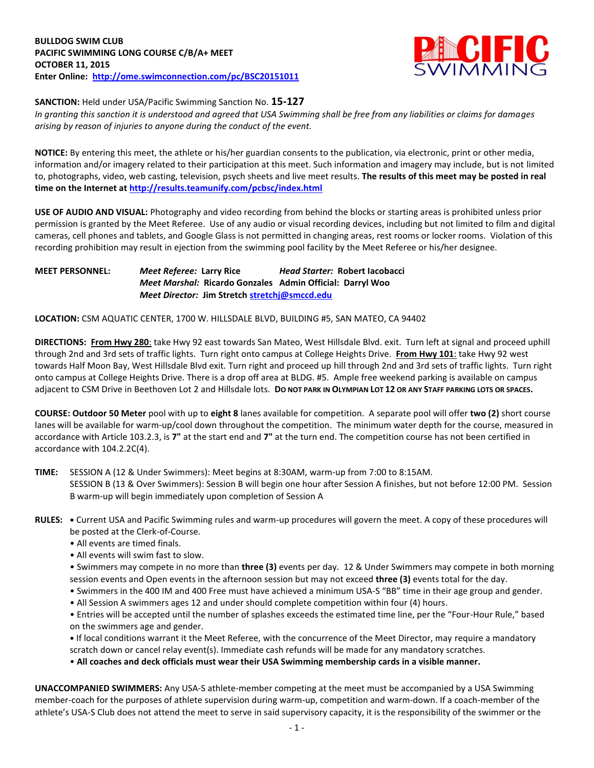**BULLDOG SWIM CLUB**
**PACIFIC SWIMMING LONG COURSE C/B/A+ MEET**
**OCTOBER 11, 2015**
**Enter Online: http://ome.swimconnection.com/pc/BSC20151011**

**SANCTION:** Held under USA/Pacific Swimming Sanction No. **15-127**
*In granting this sanction it is understood and agreed that USA Swimming shall be free from any liabilities or claims for damages arising by reason of injuries to anyone during the conduct of the event.*

**NOTICE:** By entering this meet, the athlete or his/her guardian consents to the publication, via electronic, print or other media, information and/or imagery related to their participation at this meet. Such information and imagery may include, but is not limited to, photographs, video, web casting, television, psych sheets and live meet results. **The results of this meet may be posted in real time on the Internet at http://results.teamunify.com/pcbsc/index.html**

**USE OF AUDIO AND VISUAL:** Photography and video recording from behind the blocks or starting areas is prohibited unless prior permission is granted by the Meet Referee. Use of any audio or visual recording devices, including but not limited to film and digital cameras, cell phones and tablets, and Google Glass is not permitted in changing areas, rest rooms or locker rooms. Violation of this recording prohibition may result in ejection from the swimming pool facility by the Meet Referee or his/her designee.

**MEET PERSONNEL:** *Meet Referee:* **Larry Rice** *Head Starter:* **Robert Iacobacci**
*Meet Marshal:* **Ricardo Gonzales** **Admin Official: Darryl Woo**
*Meet Director:* **Jim Stretch** stretchj@smccd.edu

**LOCATION:** CSM AQUATIC CENTER, 1700 W. HILLSDALE BLVD, BUILDING #5, SAN MATEO, CA 94402

**DIRECTIONS:** **From Hwy 280**: take Hwy 92 east towards San Mateo, West Hillsdale Blvd. exit. Turn left at signal and proceed uphill through 2nd and 3rd sets of traffic lights. Turn right onto campus at College Heights Drive. **From Hwy 101**: take Hwy 92 west towards Half Moon Bay, West Hillsdale Blvd exit. Turn right and proceed up hill through 2nd and 3rd sets of traffic lights. Turn right onto campus at College Heights Drive. There is a drop off area at BLDG. #5. Ample free weekend parking is available on campus adjacent to CSM Drive in Beethoven Lot 2 and Hillsdale lots. **DO NOT PARK IN OLYMPIAN LOT 12 OR ANY STAFF PARKING LOTS OR SPACES.**

**COURSE: Outdoor 50 Meter** pool with up to **eight 8** lanes available for competition. A separate pool will offer **two (2)** short course lanes will be available for warm-up/cool down throughout the competition. The minimum water depth for the course, measured in accordance with Article 103.2.3, is **7"** at the start end and **7"** at the turn end. The competition course has not been certified in accordance with 104.2.2C(4).

**TIME:** SESSION A (12 & Under Swimmers): Meet begins at 8:30AM, warm-up from 7:00 to 8:15AM.
SESSION B (13 & Over Swimmers): Session B will begin one hour after Session A finishes, but not before 12:00 PM. Session B warm-up will begin immediately upon completion of Session A

**RULES:**
- Current USA and Pacific Swimming rules and warm-up procedures will govern the meet. A copy of these procedures will be posted at the Clerk-of-Course.
- All events are timed finals.
- All events will swim fast to slow.
- Swimmers may compete in no more than **three (3)** events per day. 12 & Under Swimmers may compete in both morning session events and Open events in the afternoon session but may not exceed **three (3)** events total for the day.
- Swimmers in the 400 IM and 400 Free must have achieved a minimum USA-S "BB" time in their age group and gender.
- All Session A swimmers ages 12 and under should complete competition within four (4) hours.
- Entries will be accepted until the number of splashes exceeds the estimated time line, per the "Four-Hour Rule," based on the swimmers age and gender.
- If local conditions warrant it the Meet Referee, with the concurrence of the Meet Director, may require a mandatory scratch down or cancel relay event(s). Immediate cash refunds will be made for any mandatory scratches.
- **All coaches and deck officials must wear their USA Swimming membership cards in a visible manner.**

**UNACCOMPANIED SWIMMERS:** Any USA-S athlete-member competing at the meet must be accompanied by a USA Swimming member-coach for the purposes of athlete supervision during warm-up, competition and warm-down. If a coach-member of the athlete's USA-S Club does not attend the meet to serve in said supervisory capacity, it is the responsibility of the swimmer or the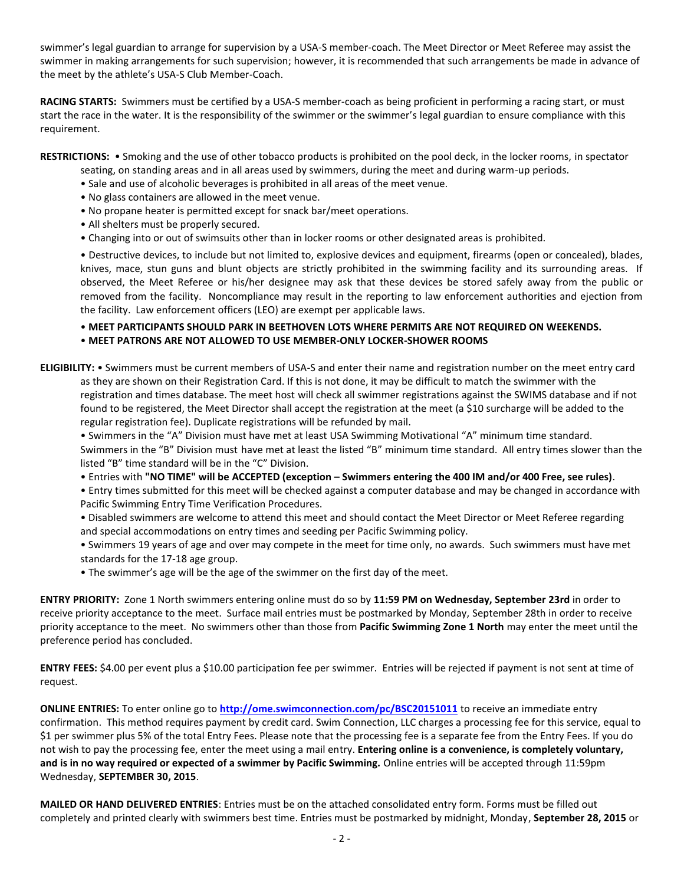swimmer's legal guardian to arrange for supervision by a USA-S member-coach. The Meet Director or Meet Referee may assist the swimmer in making arrangements for such supervision; however, it is recommended that such arrangements be made in advance of the meet by the athlete's USA-S Club Member-Coach.

**RACING STARTS:** Swimmers must be certified by a USA-S member-coach as being proficient in performing a racing start, or must start the race in the water. It is the responsibility of the swimmer or the swimmer's legal guardian to ensure compliance with this requirement.

**RESTRICTIONS:**
- Smoking and the use of other tobacco products is prohibited on the pool deck, in the locker rooms, in spectator seating, on standing areas and in all areas used by swimmers, during the meet and during warm-up periods.
- Sale and use of alcoholic beverages is prohibited in all areas of the meet venue.
- No glass containers are allowed in the meet venue.
- No propane heater is permitted except for snack bar/meet operations.
- All shelters must be properly secured.
- Changing into or out of swimsuits other than in locker rooms or other designated areas is prohibited.
- Destructive devices, to include but not limited to, explosive devices and equipment, firearms (open or concealed), blades, knives, mace, stun guns and blunt objects are strictly prohibited in the swimming facility and its surrounding areas. If observed, the Meet Referee or his/her designee may ask that these devices be stored safely away from the public or removed from the facility. Noncompliance may result in the reporting to law enforcement authorities and ejection from the facility. Law enforcement officers (LEO) are exempt per applicable laws.
- **MEET PARTICIPANTS SHOULD PARK IN BEETHOVEN LOTS WHERE PERMITS ARE NOT REQUIRED ON WEEKENDS.**
- **MEET PATRONS ARE NOT ALLOWED TO USE MEMBER-ONLY LOCKER-SHOWER ROOMS**

**ELIGIBILITY:**
- Swimmers must be current members of USA-S and enter their name and registration number on the meet entry card as they are shown on their Registration Card. If this is not done, it may be difficult to match the swimmer with the registration and times database. The meet host will check all swimmer registrations against the SWIMS database and if not found to be registered, the Meet Director shall accept the registration at the meet (a $10 surcharge will be added to the regular registration fee). Duplicate registrations will be refunded by mail.
- Swimmers in the "A" Division must have met at least USA Swimming Motivational "A" minimum time standard. Swimmers in the "B" Division must have met at least the listed "B" minimum time standard. All entry times slower than the listed "B" time standard will be in the "C" Division.
- Entries with **"NO TIME" will be ACCEPTED (exception – Swimmers entering the 400 IM and/or 400 Free, see rules)**.
- Entry times submitted for this meet will be checked against a computer database and may be changed in accordance with Pacific Swimming Entry Time Verification Procedures.
- Disabled swimmers are welcome to attend this meet and should contact the Meet Director or Meet Referee regarding and special accommodations on entry times and seeding per Pacific Swimming policy.
- Swimmers 19 years of age and over may compete in the meet for time only, no awards. Such swimmers must have met standards for the 17-18 age group.
- The swimmer's age will be the age of the swimmer on the first day of the meet.

**ENTRY PRIORITY:** Zone 1 North swimmers entering online must do so by **11:59 PM on Wednesday, September 23rd** in order to receive priority acceptance to the meet. Surface mail entries must be postmarked by Monday, September 28th in order to receive priority acceptance to the meet. No swimmers other than those from **Pacific Swimming Zone 1 North** may enter the meet until the preference period has concluded.

**ENTRY FEES:** $4.00 per event plus a $10.00 participation fee per swimmer. Entries will be rejected if payment is not sent at time of request.

**ONLINE ENTRIES:** To enter online go to **http://ome.swimconnection.com/pc/BSC20151011** to receive an immediate entry confirmation. This method requires payment by credit card. Swim Connection, LLC charges a processing fee for this service, equal to $1 per swimmer plus 5% of the total Entry Fees. Please note that the processing fee is a separate fee from the Entry Fees. If you do not wish to pay the processing fee, enter the meet using a mail entry. **Entering online is a convenience, is completely voluntary, and is in no way required or expected of a swimmer by Pacific Swimming.** Online entries will be accepted through 11:59pm Wednesday, **SEPTEMBER 30, 2015**.

**MAILED OR HAND DELIVERED ENTRIES**: Entries must be on the attached consolidated entry form. Forms must be filled out completely and printed clearly with swimmers best time. Entries must be postmarked by midnight, Monday, **September 28, 2015** or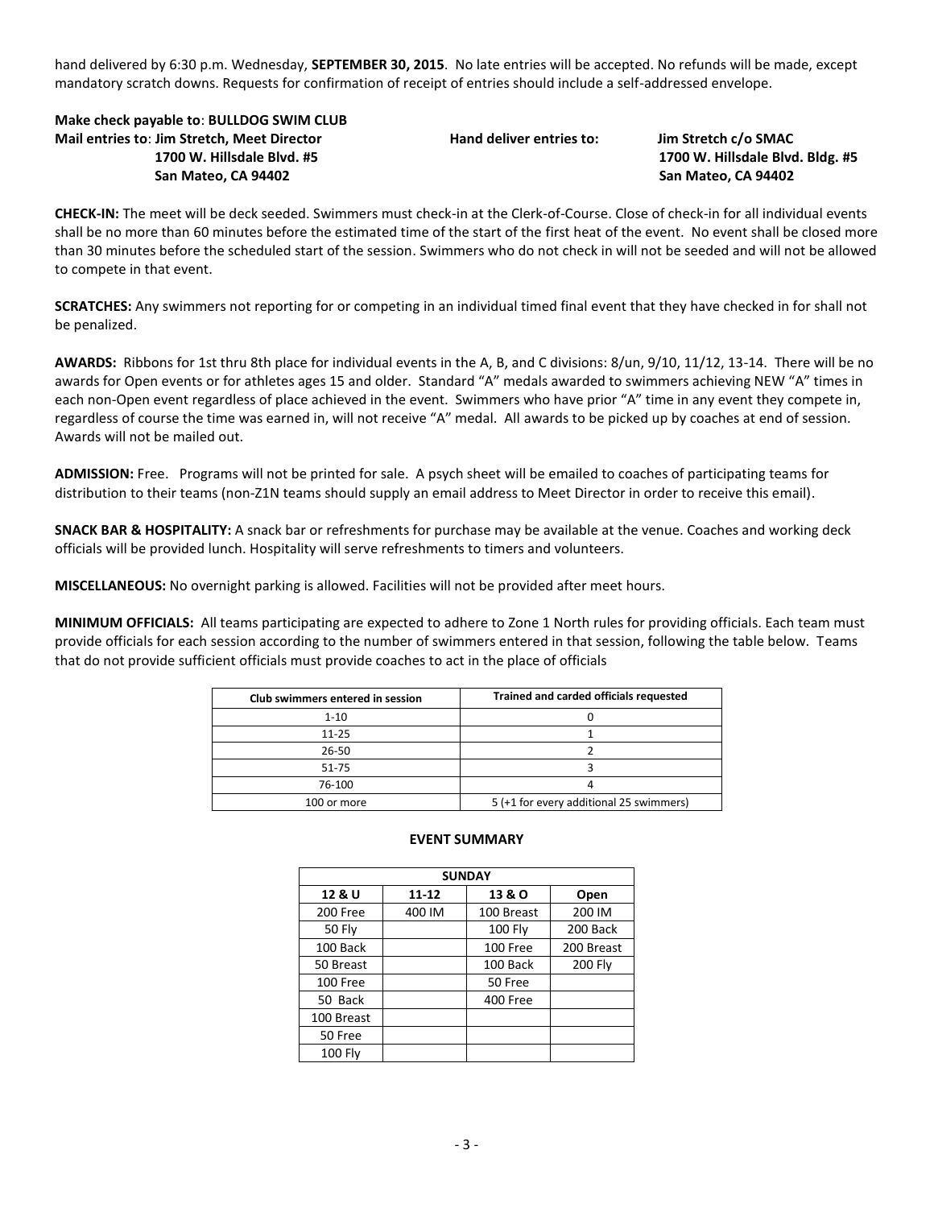hand delivered by 6:30 p.m. Wednesday, **SEPTEMBER 30, 2015**. No late entries will be accepted. No refunds will be made, except mandatory scratch downs. Requests for confirmation of receipt of entries should include a self-addressed envelope.

**Make check payable to**: **BULLDOG SWIM CLUB**
**Mail entries to**: **Jim Stretch, Meet Director**
**1700 W. Hillsdale Blvd. #5**
**San Mateo, CA 94402**

**Hand deliver entries to:** **Jim Stretch c/o SMAC**
**1700 W. Hillsdale Blvd. Bldg. #5**
**San Mateo, CA 94402**

**CHECK-IN:** The meet will be deck seeded. Swimmers must check-in at the Clerk-of-Course. Close of check-in for all individual events shall be no more than 60 minutes before the estimated time of the start of the first heat of the event. No event shall be closed more than 30 minutes before the scheduled start of the session. Swimmers who do not check in will not be seeded and will not be allowed to compete in that event.

**SCRATCHES:** Any swimmers not reporting for or competing in an individual timed final event that they have checked in for shall not be penalized.

**AWARDS:** Ribbons for 1st thru 8th place for individual events in the A, B, and C divisions: 8/un, 9/10, 11/12, 13-14. There will be no awards for Open events or for athletes ages 15 and older. Standard "A" medals awarded to swimmers achieving NEW "A" times in each non-Open event regardless of place achieved in the event. Swimmers who have prior "A" time in any event they compete in, regardless of course the time was earned in, will not receive "A" medal. All awards to be picked up by coaches at end of session. Awards will not be mailed out.

**ADMISSION:** Free. Programs will not be printed for sale. A psych sheet will be emailed to coaches of participating teams for distribution to their teams (non-Z1N teams should supply an email address to Meet Director in order to receive this email).

**SNACK BAR & HOSPITALITY:** A snack bar or refreshments for purchase may be available at the venue. Coaches and working deck officials will be provided lunch. Hospitality will serve refreshments to timers and volunteers.

**MISCELLANEOUS:** No overnight parking is allowed. Facilities will not be provided after meet hours.

**MINIMUM OFFICIALS:** All teams participating are expected to adhere to Zone 1 North rules for providing officials. Each team must provide officials for each session according to the number of swimmers entered in that session, following the table below. Teams that do not provide sufficient officials must provide coaches to act in the place of officials

| Club swimmers entered in session | Trained and carded officials requested |
|---|---|
| 1-10 | 0 |
| 11-25 | 1 |
| 26-50 | 2 |
| 51-75 | 3 |
| 76-100 | 4 |
| 100 or more | 5 (+1 for every additional 25 swimmers) |

## EVENT SUMMARY

| SUNDAY | | | |
|---|---|---|---|
| **12 & U** | **11-12** | **13 & O** | **Open** |
| 200 Free | 400 IM | 100 Breast | 200 IM |
| 50 Fly | | 100 Fly | 200 Back |
| 100 Back | | 100 Free | 200 Breast |
| 50 Breast | | 100 Back | 200 Fly |
| 100 Free | | 50 Free | |
| 50 Back | | 400 Free | |
| 100 Breast | | | |
| 50 Free | | | |
| 100 Fly | | | |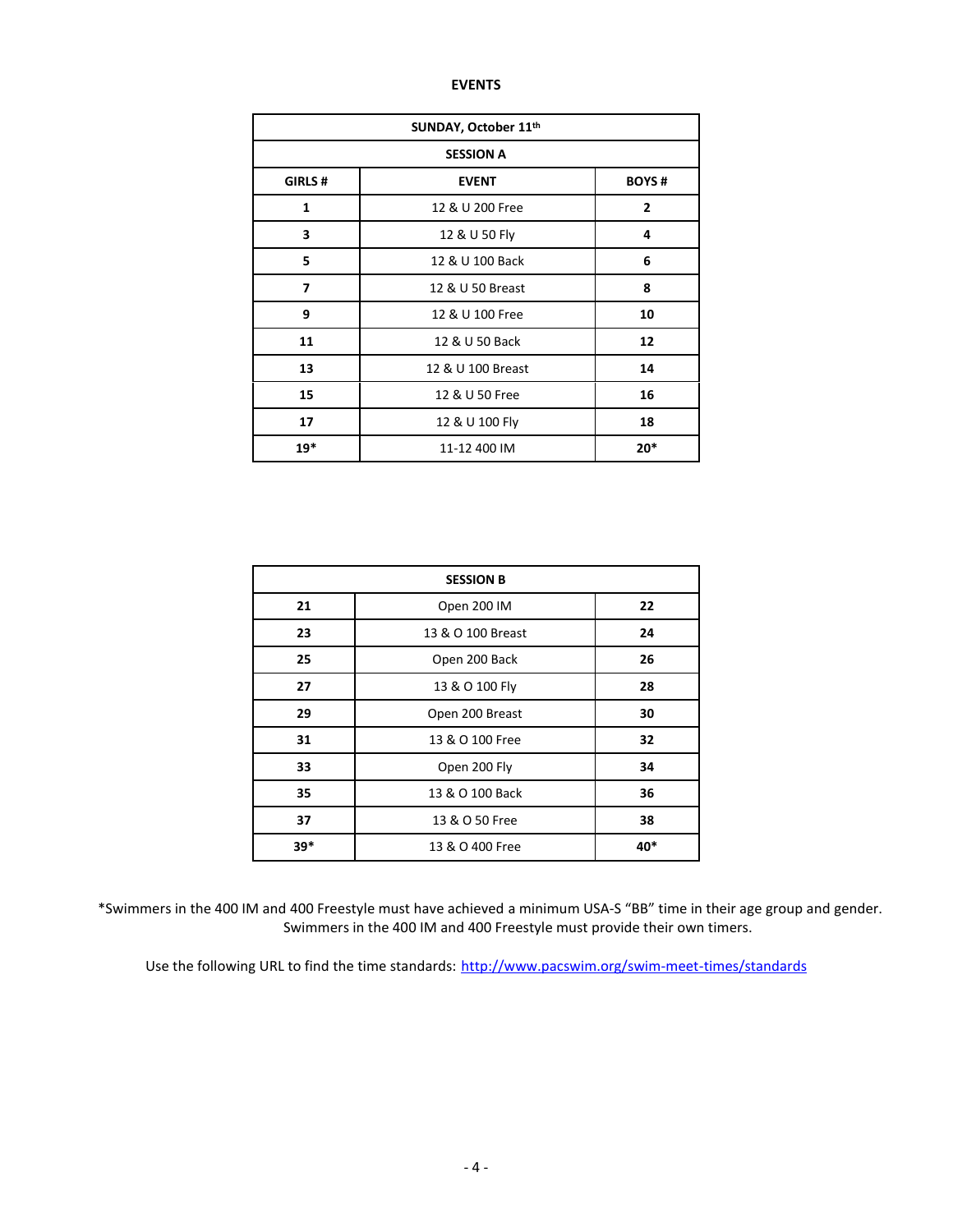# EVENTS

| SUNDAY, October 11th | | |
|---|---|---|
| **SESSION A** | | |
| **GIRLS #** | **EVENT** | **BOYS #** |
| **1** | 12 & U 200 Free | **2** |
| **3** | 12 & U 50 Fly | **4** |
| **5** | 12 & U 100 Back | **6** |
| **7** | 12 & U 50 Breast | **8** |
| **9** | 12 & U 100 Free | **10** |
| **11** | 12 & U 50 Back | **12** |
| **13** | 12 & U 100 Breast | **14** |
| **15** | 12 & U 50 Free | **16** |
| **17** | 12 & U 100 Fly | **18** |
| **19*** | 11-12 400 IM | **20*** |

| SESSION B | | |
|---|---|---|
| **21** | Open 200 IM | **22** |
| **23** | 13 & O 100 Breast | **24** |
| **25** | Open 200 Back | **26** |
| **27** | 13 & O 100 Fly | **28** |
| **29** | Open 200 Breast | **30** |
| **31** | 13 & O 100 Free | **32** |
| **33** | Open 200 Fly | **34** |
| **35** | 13 & O 100 Back | **36** |
| **37** | 13 & O 50 Free | **38** |
| **39*** | 13 & O 400 Free | **40*** |

*Swimmers in the 400 IM and 400 Freestyle must have achieved a minimum USA-S "BB" time in their age group and gender. Swimmers in the 400 IM and 400 Freestyle must provide their own timers.

Use the following URL to find the time standards: http://www.pacswim.org/swim-meet-times/standards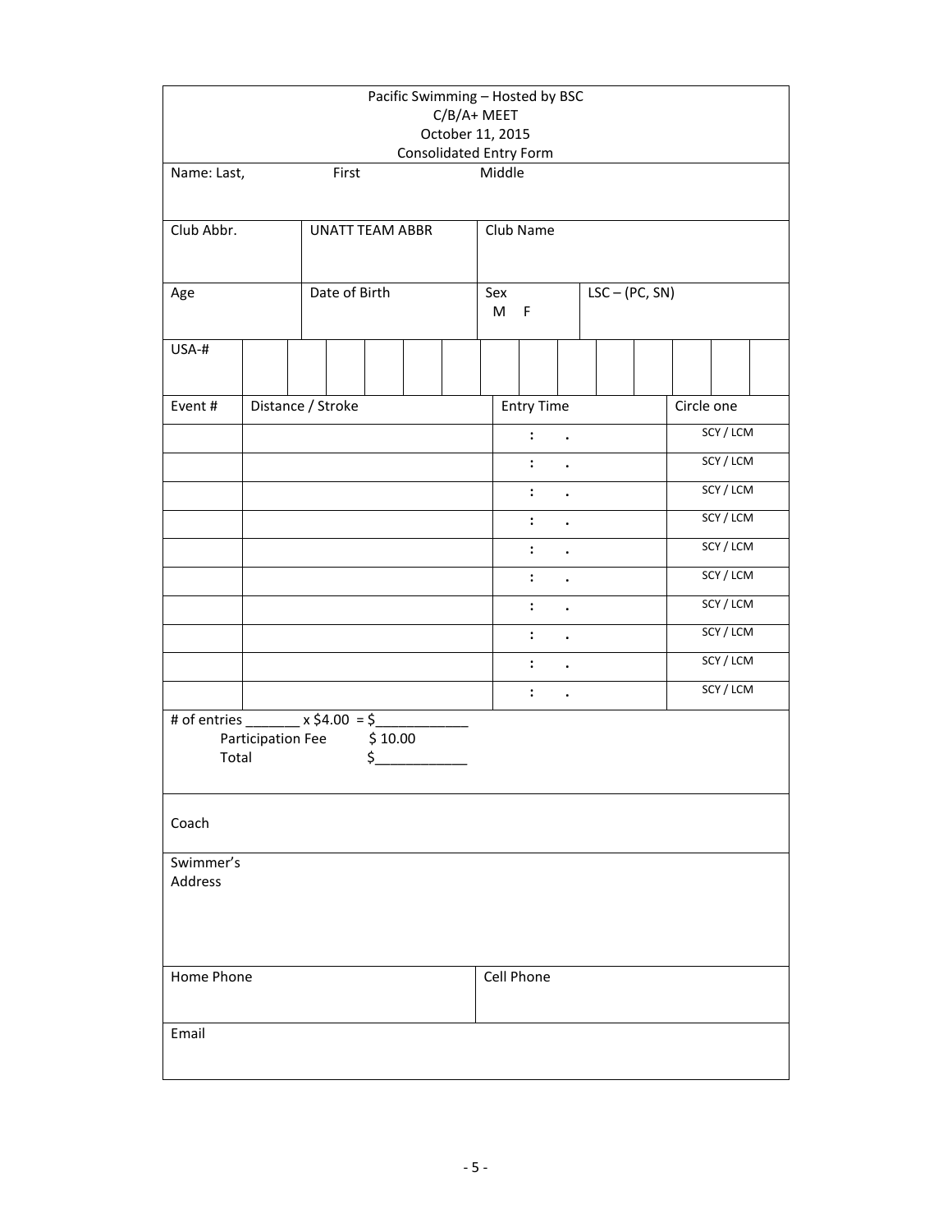Pacific Swimming – Hosted by BSC

C/B/A+ MEET

October 11, 2015

Consolidated Entry Form

| Name: Last, | First | Middle | |
|---|---|---|---|
| Club Abbr. | UNATT TEAM ABBR | Club Name | |
| Age | Date of Birth | Sex M F | LSC – (PC, SN) |

| USA-# | | | | | | | | | | | | | | |
|---|---|---|---|---|---|---|---|---|---|---|---|---|---|---|

| Event # | Distance / Stroke | Entry Time | Circle one |
|---|---|---|---|
| | | : . | SCY / LCM |
| | | : . | SCY / LCM |
| | | : . | SCY / LCM |
| | | : . | SCY / LCM |
| | | : . | SCY / LCM |
| | | : . | SCY / LCM |
| | | : . | SCY / LCM |
| | | : . | SCY / LCM |
| | | : . | SCY / LCM |
| | | : . | SCY / LCM |

# of entries _______ x $4.00 = $____________

Participation Fee $ 10.00

Total $____________

Coach

Swimmer's Address

| Home Phone | Cell Phone |
|---|---|
| | |

Email